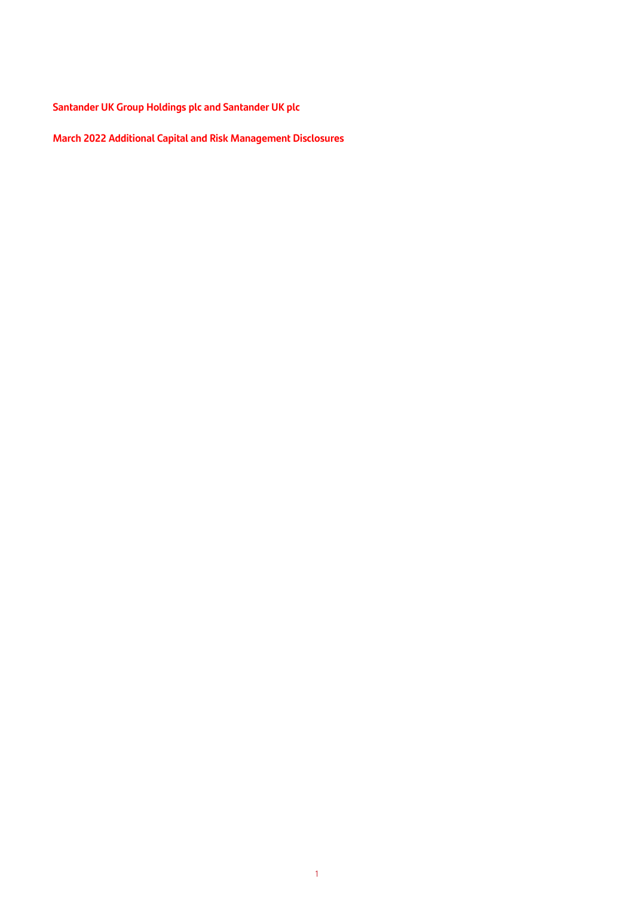# Santander UK Group Holdings plc and Santander UK plc

## March 2022 Additional Capital and Risk Management Disclosures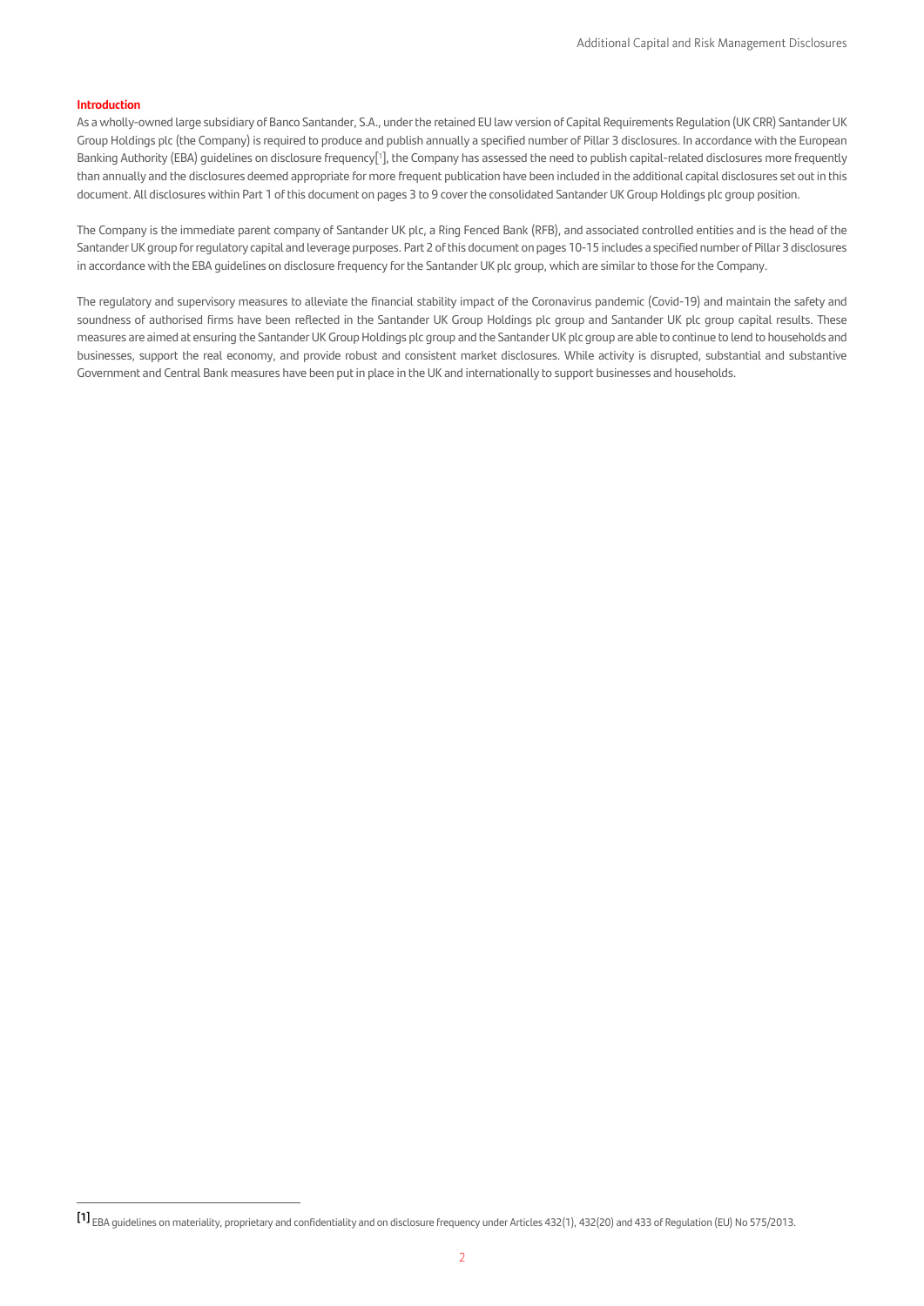## Introduction

As a wholly-owned large subsidiary of Banco Santander, S.A., under the retained EU law version of Capital Requirements Regulation (UK CRR) Santander UK Group Holdings plc (the Company) is required to produce and publish annually a specified number of Pillar 3 disclosures. In accordance with the European Banking Authority (EBA) guidelines on disclosure frequency[1], the Company has assessed the need to publish capital-related disclosures more frequently than annually and the disclosures deemed appropriate for more frequent publication have been included in the additional capital disclosures set out in this document. All disclosures within Part 1 of this document on pages 3 to 9 cover the consolidated Santander UK Group Holdings plc group position.

The Company is the immediate parent company of Santander UK plc, a Ring Fenced Bank (RFB), and associated controlled entities and is the head of the Santander UK group for regulatory capital and leverage purposes. Part 2 of this document on pages 10-15 includes a specified number of Pillar 3 disclosures in accordance with the EBA guidelines on disclosure frequency for the Santander UK plc group, which are similar to those for the Company.

The regulatory and supervisory measures to alleviate the financial stability impact of the Coronavirus pandemic (Covid-19) and maintain the safety and soundness of authorised firms have been reflected in the Santander UK Group Holdings plc group and Santander UK plc group capital results. These measures are aimed at ensuring the Santander UK Group Holdings plc group and the Santander UK plc group are able to continue to lend to households and businesses, support the real economy, and provide robust and consistent market disclosures. While activity is disrupted, substantial and substantive Government and Central Bank measures have been put in place in the UK and internationally to support businesses and households.

---

[1] EBA guidelines on materiality, proprietary and confidentiality and on disclosure frequency under Articles 432(1), 432(20) and 433 of Regulation (EU) No 575/2013.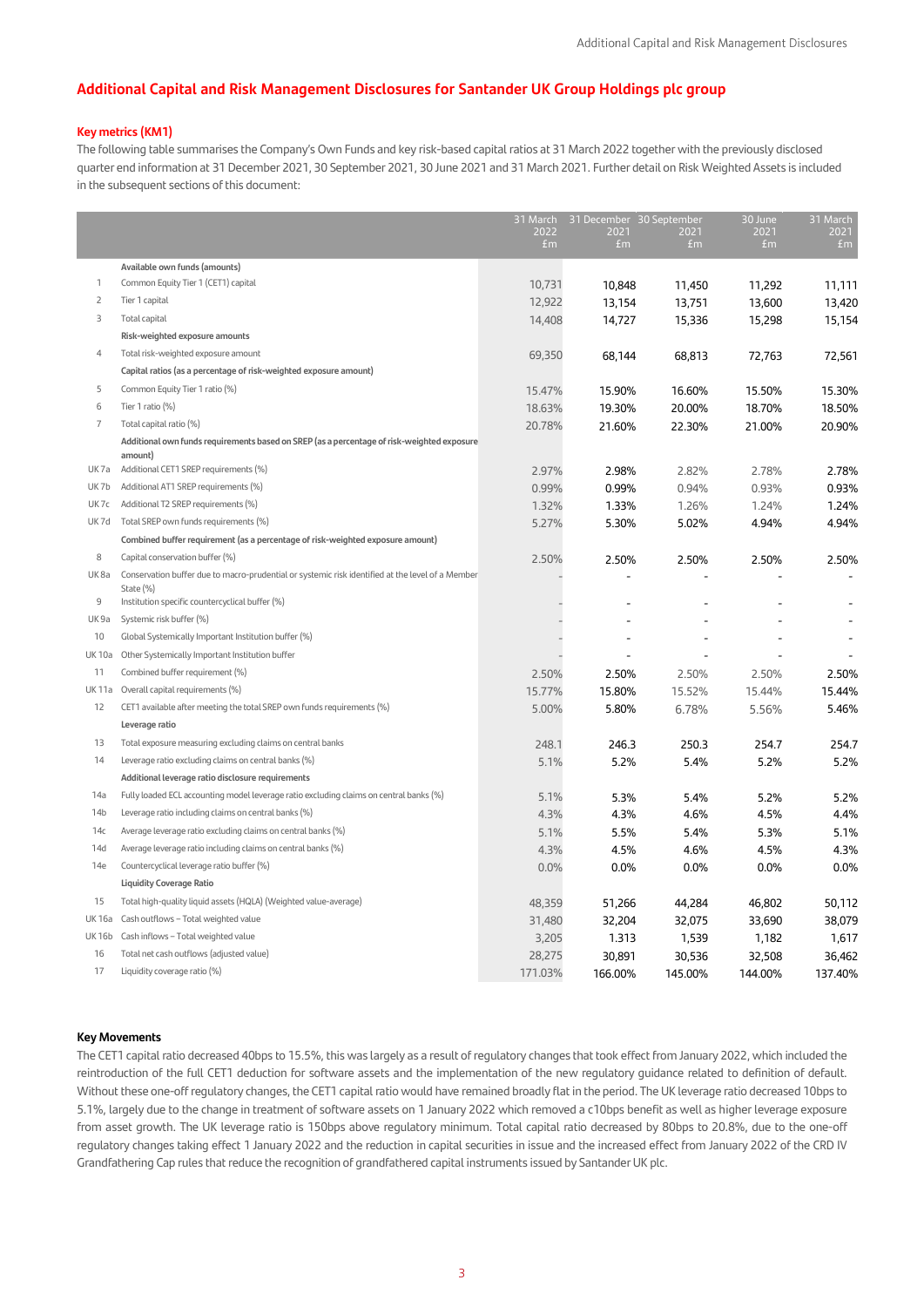## Additional Capital and Risk Management Disclosures for Santander UK Group Holdings plc group

### Key metrics (KM1)

The following table summarises the Company's Own Funds and key risk-based capital ratios at 31 March 2022 together with the previously disclosed quarter end information at 31 December 2021, 30 September 2021, 30 June 2021 and 31 March 2021. Further detail on Risk Weighted Assets is included in the subsequent sections of this document:

| | | 31 March 2022 £m | 31 December 2021 £m | 30 September 2021 £m | 30 June 2021 £m | 31 March 2021 £m |
|---|---|---|---|---|---|---|
| | **Available own funds (amounts)** | | | | | |
| 1 | Common Equity Tier 1 (CET1) capital | 10,731 | 10,848 | 11,450 | 11,292 | 11,111 |
| 2 | Tier 1 capital | 12,922 | 13,154 | 13,751 | 13,600 | 13,420 |
| 3 | Total capital | 14,408 | 14,727 | 15,336 | 15,298 | 15,154 |
| | **Risk-weighted exposure amounts** | | | | | |
| 4 | Total risk-weighted exposure amount | 69,350 | 68,144 | 68,813 | 72,763 | 72,561 |
| | **Capital ratios (as a percentage of risk-weighted exposure amount)** | | | | | |
| 5 | Common Equity Tier 1 ratio (%) | 15.47% | 15.90% | 16.60% | 15.50% | 15.30% |
| 6 | Tier 1 ratio (%) | 18.63% | 19.30% | 20.00% | 18.70% | 18.50% |
| 7 | Total capital ratio (%) | 20.78% | 21.60% | 22.30% | 21.00% | 20.90% |
| | **Additional own funds requirements based on SREP (as a percentage of risk-weighted exposure amount)** | | | | | |
| UK 7a | Additional CET1 SREP requirements (%) | 2.97% | 2.98% | 2.82% | 2.78% | 2.78% |
| UK 7b | Additional AT1 SREP requirements (%) | 0.99% | 0.99% | 0.94% | 0.93% | 0.93% |
| UK 7c | Additional T2 SREP requirements (%) | 1.32% | 1.33% | 1.26% | 1.24% | 1.24% |
| UK 7d | Total SREP own funds requirements (%) | 5.27% | 5.30% | 5.02% | 4.94% | 4.94% |
| | **Combined buffer requirement (as a percentage of risk-weighted exposure amount)** | | | | | |
| 8 | Capital conservation buffer (%) | 2.50% | 2.50% | 2.50% | 2.50% | 2.50% |
| UK 8a | Conservation buffer due to macro-prudential or systemic risk identified at the level of a Member State (%) | - | - | - | - | - |
| 9 | Institution specific countercyclical buffer (%) | - | - | - | - | - |
| UK 9a | Systemic risk buffer (%) | - | - | - | - | - |
| 10 | Global Systemically Important Institution buffer (%) | - | - | - | - | - |
| UK 10a | Other Systemically Important Institution buffer | - | - | - | - | - |
| 11 | Combined buffer requirement (%) | 2.50% | 2.50% | 2.50% | 2.50% | 2.50% |
| UK 11a | Overall capital requirements (%) | 15.77% | 15.80% | 15.52% | 15.44% | 15.44% |
| 12 | CET1 available after meeting the total SREP own funds requirements (%) | 5.00% | 5.80% | 6.78% | 5.56% | 5.46% |
| | **Leverage ratio** | | | | | |
| 13 | Total exposure measuring excluding claims on central banks | 248.1 | 246.3 | 250.3 | 254.7 | 254.7 |
| 14 | Leverage ratio excluding claims on central banks (%) | 5.1% | 5.2% | 5.4% | 5.2% | 5.2% |
| | **Additional leverage ratio disclosure requirements** | | | | | |
| 14a | Fully loaded ECL accounting model leverage ratio excluding claims on central banks (%) | 5.1% | 5.3% | 5.4% | 5.2% | 5.2% |
| 14b | Leverage ratio including claims on central banks (%) | 4.3% | 4.3% | 4.6% | 4.5% | 4.4% |
| 14c | Average leverage ratio excluding claims on central banks (%) | 5.1% | 5.5% | 5.4% | 5.3% | 5.1% |
| 14d | Average leverage ratio including claims on central banks (%) | 4.3% | 4.5% | 4.6% | 4.5% | 4.3% |
| 14e | Countercyclical leverage ratio buffer (%) | 0.0% | 0.0% | 0.0% | 0.0% | 0.0% |
| | **Liquidity Coverage Ratio** | | | | | |
| 15 | Total high-quality liquid assets (HQLA) (Weighted value-average) | 48,359 | 51,266 | 44,284 | 46,802 | 50,112 |
| UK 16a | Cash outflows – Total weighted value | 31,480 | 32,204 | 32,075 | 33,690 | 38,079 |
| UK 16b | Cash inflows – Total weighted value | 3,205 | 1.313 | 1,539 | 1,182 | 1,617 |
| 16 | Total net cash outflows (adjusted value) | 28,275 | 30,891 | 30,536 | 32,508 | 36,462 |
| 17 | Liquidity coverage ratio (%) | 171.03% | 166.00% | 145.00% | 144.00% | 137.40% |

### Key Movements

The CET1 capital ratio decreased 40bps to 15.5%, this was largely as a result of regulatory changes that took effect from January 2022, which included the reintroduction of the full CET1 deduction for software assets and the implementation of the new regulatory guidance related to definition of default. Without these one-off regulatory changes, the CET1 capital ratio would have remained broadly flat in the period. The UK leverage ratio decreased 10bps to 5.1%, largely due to the change in treatment of software assets on 1 January 2022 which removed a c10bps benefit as well as higher leverage exposure from asset growth. The UK leverage ratio is 150bps above regulatory minimum. Total capital ratio decreased by 80bps to 20.8%, due to the one-off regulatory changes taking effect 1 January 2022 and the reduction in capital securities in issue and the increased effect from January 2022 of the CRD IV Grandfathering Cap rules that reduce the recognition of grandfathered capital instruments issued by Santander UK plc.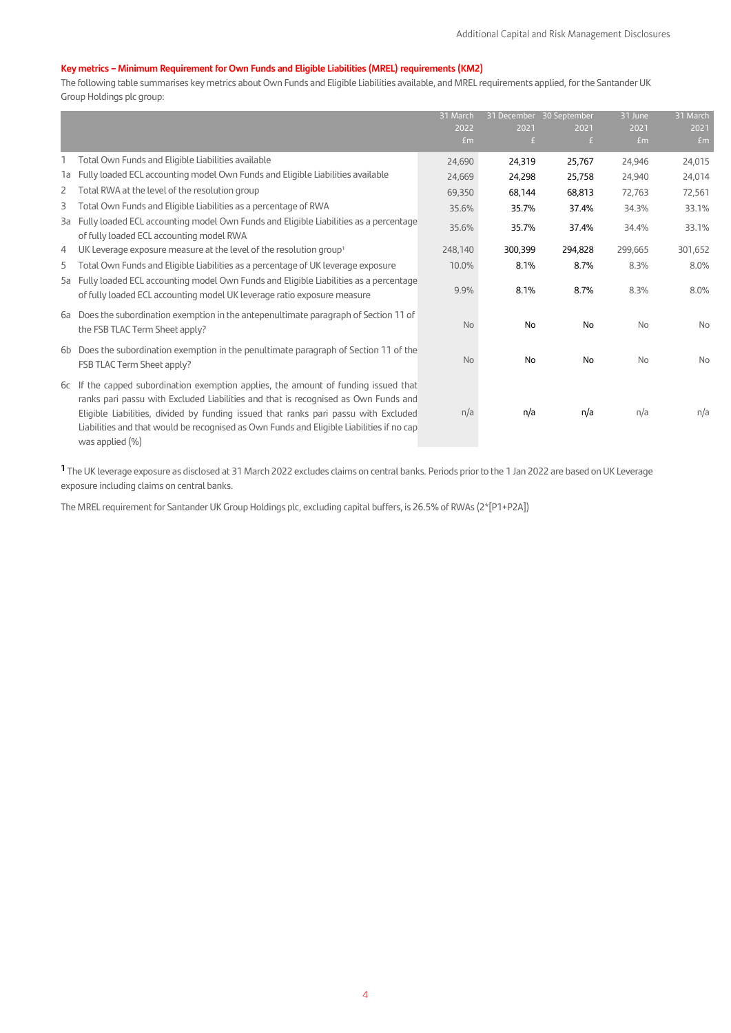## Key metrics – Minimum Requirement for Own Funds and Eligible Liabilities (MREL) requirements (KM2)

The following table summarises key metrics about Own Funds and Eligible Liabilities available, and MREL requirements applied, for the Santander UK Group Holdings plc group:

| | | 31 March 2022 £m | 31 December 2021 £ | 30 September 2021 £ | 31 June 2021 £m | 31 March 2021 £m |
|---|---|---|---|---|---|---|
| 1 | Total Own Funds and Eligible Liabilities available | 24,690 | 24,319 | 25,767 | 24,946 | 24,015 |
| 1a | Fully loaded ECL accounting model Own Funds and Eligible Liabilities available | 24,669 | 24,298 | 25,758 | 24,940 | 24,014 |
| 2 | Total RWA at the level of the resolution group | 69,350 | 68,144 | 68,813 | 72,763 | 72,561 |
| 3 | Total Own Funds and Eligible Liabilities as a percentage of RWA | 35.6% | 35.7% | 37.4% | 34.3% | 33.1% |
| 3a | Fully loaded ECL accounting model Own Funds and Eligible Liabilities as a percentage of fully loaded ECL accounting model RWA | 35.6% | 35.7% | 37.4% | 34.4% | 33.1% |
| 4 | UK Leverage exposure measure at the level of the resolution group[1] | 248,140 | 300,399 | 294,828 | 299,665 | 301,652 |
| 5 | Total Own Funds and Eligible Liabilities as a percentage of UK leverage exposure | 10.0% | 8.1% | 8.7% | 8.3% | 8.0% |
| 5a | Fully loaded ECL accounting model Own Funds and Eligible Liabilities as a percentage of fully loaded ECL accounting model UK leverage ratio exposure measure | 9.9% | 8.1% | 8.7% | 8.3% | 8.0% |
| 6a | Does the subordination exemption in the antepenultimate paragraph of Section 11 of the FSB TLAC Term Sheet apply? | No | No | No | No | No |
| 6b | Does the subordination exemption in the penultimate paragraph of Section 11 of the FSB TLAC Term Sheet apply? | No | No | No | No | No |
| 6c | If the capped subordination exemption applies, the amount of funding issued that ranks pari passu with Excluded Liabilities and that is recognised as Own Funds and Eligible Liabilities, divided by funding issued that ranks pari passu with Excluded Liabilities and that would be recognised as Own Funds and Eligible Liabilities if no cap was applied (%) | n/a | n/a | n/a | n/a | n/a |

[1] The UK leverage exposure as disclosed at 31 March 2022 excludes claims on central banks. Periods prior to the 1 Jan 2022 are based on UK Leverage exposure including claims on central banks.

The MREL requirement for Santander UK Group Holdings plc, excluding capital buffers, is 26.5% of RWAs (2*[P1+P2A])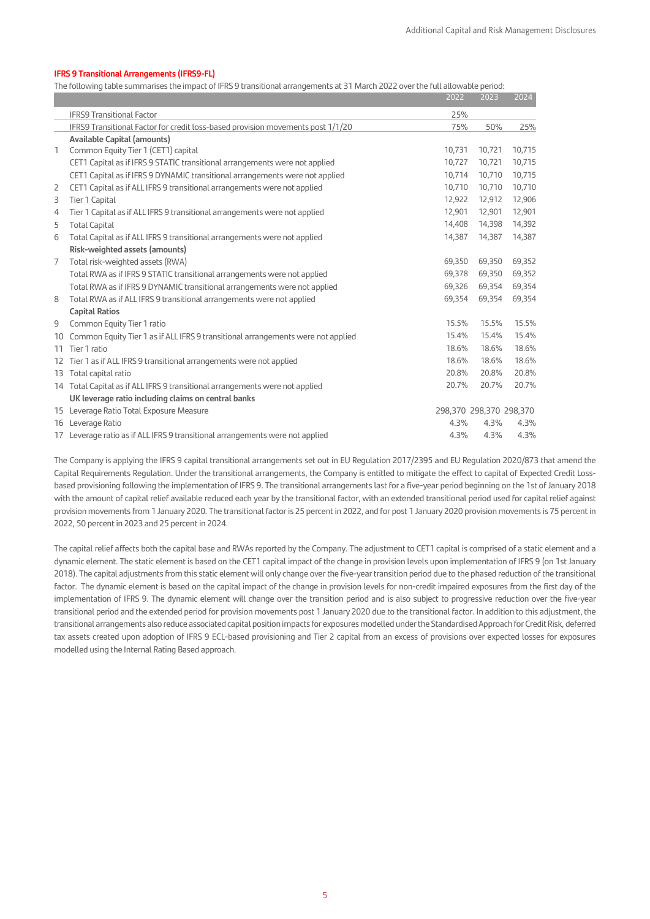## IFRS 9 Transitional Arrangements (IFRS9-FL)

The following table summarises the impact of IFRS 9 transitional arrangements at 31 March 2022 over the full allowable period:

| | | 2022 | 2023 | 2024 |
|---|---|---|---|---|
| | IFRS9 Transitional Factor | 25% | | |
| | IFRS9 Transitional Factor for credit loss-based provision movements post 1/1/20 | 75% | 50% | 25% |
| | **Available Capital (amounts)** | | | |
| 1 | Common Equity Tier 1 (CET1) capital | 10,731 | 10,721 | 10,715 |
| | CET1 Capital as if IFRS 9 STATIC transitional arrangements were not applied | 10,727 | 10,721 | 10,715 |
| | CET1 Capital as if IFRS 9 DYNAMIC transitional arrangements were not applied | 10,714 | 10,710 | 10,715 |
| 2 | CET1 Capital as if ALL IFRS 9 transitional arrangements were not applied | 10,710 | 10,710 | 10,710 |
| 3 | Tier 1 Capital | 12,922 | 12,912 | 12,906 |
| 4 | Tier 1 Capital as if ALL IFRS 9 transitional arrangements were not applied | 12,901 | 12,901 | 12,901 |
| 5 | Total Capital | 14,408 | 14,398 | 14,392 |
| 6 | Total Capital as if ALL IFRS 9 transitional arrangements were not applied | 14,387 | 14,387 | 14,387 |
| | **Risk-weighted assets (amounts)** | | | |
| 7 | Total risk-weighted assets (RWA) | 69,350 | 69,350 | 69,352 |
| | Total RWA as if IFRS 9 STATIC transitional arrangements were not applied | 69,378 | 69,350 | 69,352 |
| | Total RWA as if IFRS 9 DYNAMIC transitional arrangements were not applied | 69,326 | 69,354 | 69,354 |
| 8 | Total RWA as if ALL IFRS 9 transitional arrangements were not applied | 69,354 | 69,354 | 69,354 |
| | **Capital Ratios** | | | |
| 9 | Common Equity Tier 1 ratio | 15.5% | 15.5% | 15.5% |
| 10 | Common Equity Tier 1 as if ALL IFRS 9 transitional arrangements were not applied | 15.4% | 15.4% | 15.4% |
| 11 | Tier 1 ratio | 18.6% | 18.6% | 18.6% |
| 12 | Tier 1 as if ALL IFRS 9 transitional arrangements were not applied | 18.6% | 18.6% | 18.6% |
| 13 | Total capital ratio | 20.8% | 20.8% | 20.8% |
| 14 | Total Capital as if ALL IFRS 9 transitional arrangements were not applied | 20.7% | 20.7% | 20.7% |
| | **UK leverage ratio including claims on central banks** | | | |
| 15 | Leverage Ratio Total Exposure Measure | 298,370 | 298,370 | 298,370 |
| 16 | Leverage Ratio | 4.3% | 4.3% | 4.3% |
| 17 | Leverage ratio as if ALL IFRS 9 transitional arrangements were not applied | 4.3% | 4.3% | 4.3% |

The Company is applying the IFRS 9 capital transitional arrangements set out in EU Regulation 2017/2395 and EU Regulation 2020/873 that amend the Capital Requirements Regulation. Under the transitional arrangements, the Company is entitled to mitigate the effect to capital of Expected Credit Loss-based provisioning following the implementation of IFRS 9. The transitional arrangements last for a five-year period beginning on the 1st of January 2018 with the amount of capital relief available reduced each year by the transitional factor, with an extended transitional period used for capital relief against provision movements from 1 January 2020. The transitional factor is 25 percent in 2022, and for post 1 January 2020 provision movements is 75 percent in 2022, 50 percent in 2023 and 25 percent in 2024.

The capital relief affects both the capital base and RWAs reported by the Company. The adjustment to CET1 capital is comprised of a static element and a dynamic element. The static element is based on the CET1 capital impact of the change in provision levels upon implementation of IFRS 9 (on 1st January 2018). The capital adjustments from this static element will only change over the five-year transition period due to the phased reduction of the transitional factor. The dynamic element is based on the capital impact of the change in provision levels for non-credit impaired exposures from the first day of the implementation of IFRS 9. The dynamic element will change over the transition period and is also subject to progressive reduction over the five-year transitional period and the extended period for provision movements post 1 January 2020 due to the transitional factor. In addition to this adjustment, the transitional arrangements also reduce associated capital position impacts for exposures modelled under the Standardised Approach for Credit Risk, deferred tax assets created upon adoption of IFRS 9 ECL-based provisioning and Tier 2 capital from an excess of provisions over expected losses for exposures modelled using the Internal Rating Based approach.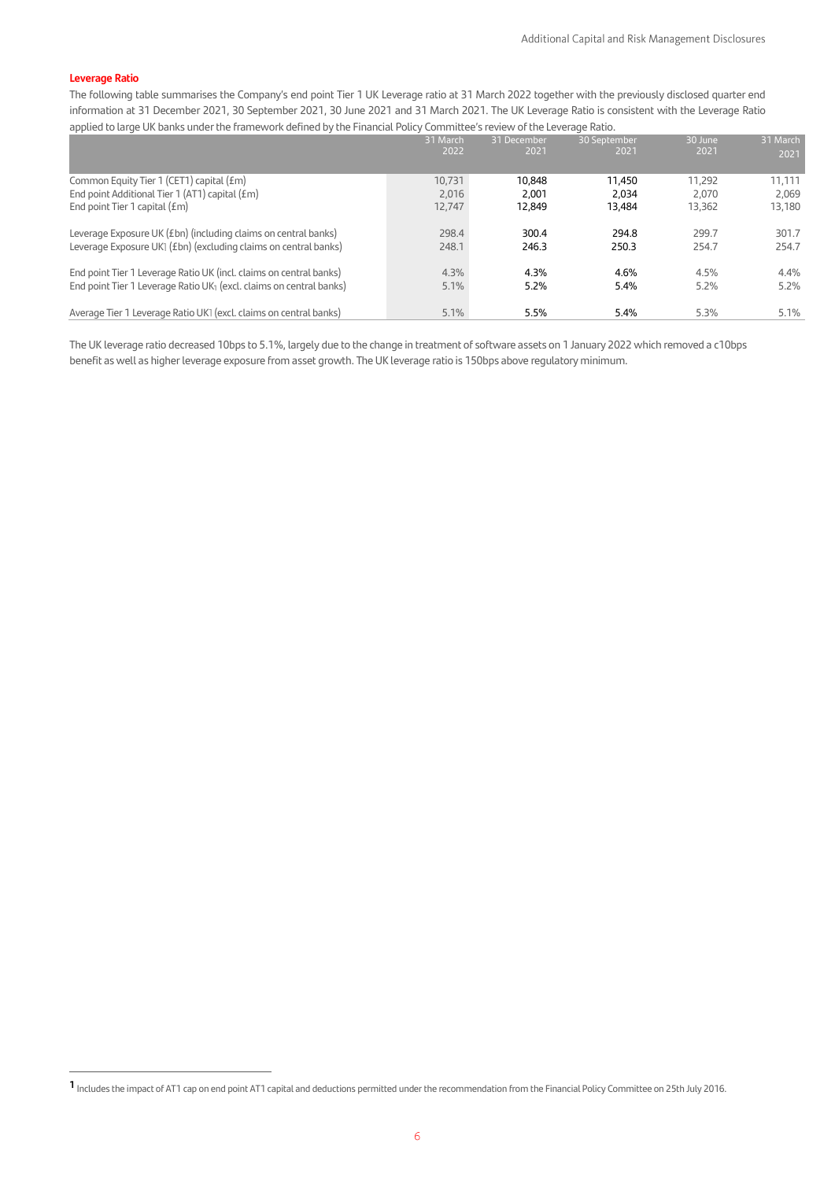## Leverage Ratio

The following table summarises the Company's end point Tier 1 UK Leverage ratio at 31 March 2022 together with the previously disclosed quarter end information at 31 December 2021, 30 September 2021, 30 June 2021 and 31 March 2021. The UK Leverage Ratio is consistent with the Leverage Ratio applied to large UK banks under the framework defined by the Financial Policy Committee's review of the Leverage Ratio.

| | 31 March 2022 | 31 December 2021 | 30 September 2021 | 30 June 2021 | 31 March 2021 |
|---|---|---|---|---|---|
| Common Equity Tier 1 (CET1) capital (£m) | 10,731 | 10,848 | 11,450 | 11,292 | 11,111 |
| End point Additional Tier 1 (AT1) capital (£m) | 2,016 | 2,001 | 2,034 | 2,070 | 2,069 |
| End point Tier 1 capital (£m) | 12,747 | 12,849 | 13,484 | 13,362 | 13,180 |
| | | | | | |
| Leverage Exposure UK (£bn) (including claims on central banks) | 298.4 | 300.4 | 294.8 | 299.7 | 301.7 |
| Leverage Exposure UK[1] (£bn) (excluding claims on central banks) | 248.1 | 246.3 | 250.3 | 254.7 | 254.7 |
| | | | | | |
| End point Tier 1 Leverage Ratio UK (incl. claims on central banks) | 4.3% | 4.3% | 4.6% | 4.5% | 4.4% |
| End point Tier 1 Leverage Ratio UK[1] (excl. claims on central banks) | 5.1% | 5.2% | 5.4% | 5.2% | 5.2% |
| | | | | | |
| Average Tier 1 Leverage Ratio UK[1] (excl. claims on central banks) | 5.1% | 5.5% | 5.4% | 5.3% | 5.1% |

The UK leverage ratio decreased 10bps to 5.1%, largely due to the change in treatment of software assets on 1 January 2022 which removed a c10bps benefit as well as higher leverage exposure from asset growth. The UK leverage ratio is 150bps above regulatory minimum.

---

[1] Includes the impact of AT1 cap on end point AT1 capital and deductions permitted under the recommendation from the Financial Policy Committee on 25th July 2016.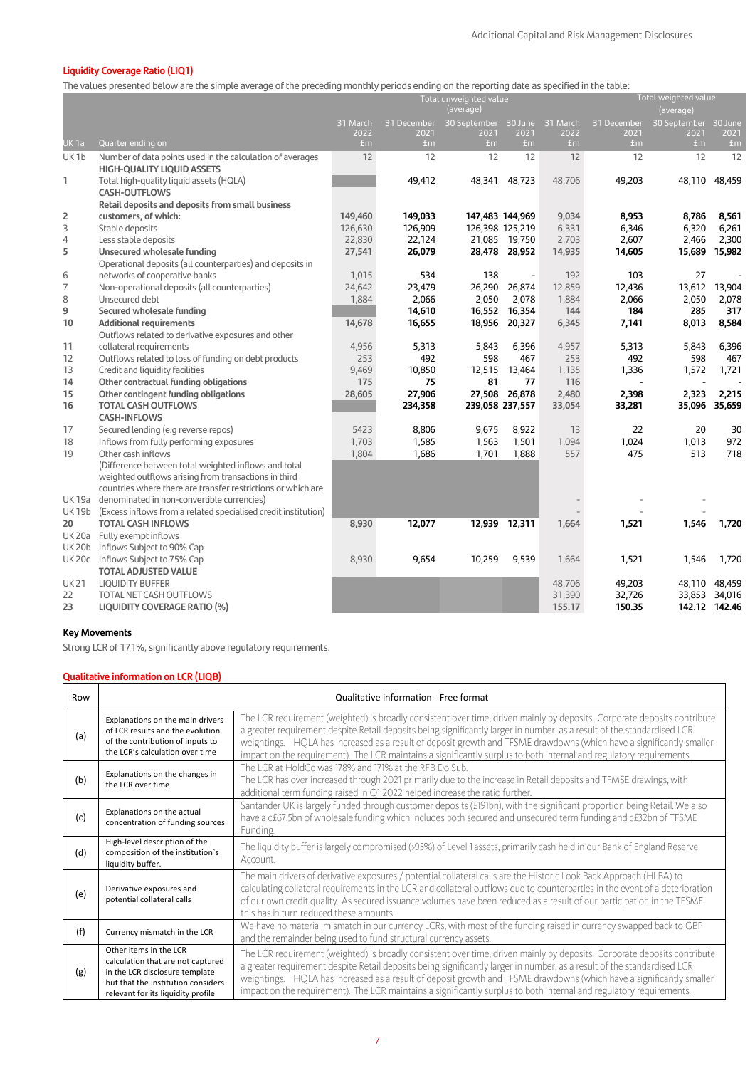## Liquidity Coverage Ratio (LIQ1)

The values presented below are the simple average of the preceding monthly periods ending on the reporting date as specified in the table:

| | | Total unweighted value (average) | | | | Total weighted value (average) | | | |
|---|---|---|---|---|---|---|---|---|---|
| UK 1a | Quarter ending on | 31 March 2022 £m | 31 December 2021 £m | 30 September 2021 £m | 30 June 2021 £m | 31 March 2022 £m | 31 December 2021 £m | 30 September 2021 £m | 30 June 2021 £m |
| UK 1b | Number of data points used in the calculation of averages | 12 | 12 | 12 | 12 | 12 | 12 | 12 | 12 |
| | **HIGH-QUALITY LIQUID ASSETS** | | | | | | | | |
| 1 | Total high-quality liquid assets (HQLA) | | 49,412 | 48,341 | 48,723 | 48,706 | 49,203 | 48,110 | 48,459 |
| | **CASH-OUTFLOWS** | | | | | | | | |
| 2 | **Retail deposits and deposits from small business customers, of which:** | **149,460** | **149,033** | **147,483** | **144,969** | **9,034** | **8,953** | **8,786** | **8,561** |
| 3 | Stable deposits | 126,630 | 126,909 | 126,398 | 125,219 | 6,331 | 6,346 | 6,320 | 6,261 |
| 4 | Less stable deposits | 22,830 | 22,124 | 21,085 | 19,750 | 2,703 | 2,607 | 2,466 | 2,300 |
| 5 | **Unsecured wholesale funding** | **27,541** | **26,079** | **28,478** | **28,952** | **14,935** | **14,605** | **15,689** | **15,982** |
| 6 | Operational deposits (all counterparties) and deposits in networks of cooperative banks | 1,015 | 534 | 138 | - | 192 | 103 | 27 | - |
| 7 | Non-operational deposits (all counterparties) | 24,642 | 23,479 | 26,290 | 26,874 | 12,859 | 12,436 | 13,612 | 13,904 |
| 8 | Unsecured debt | 1,884 | 2,066 | 2,050 | 2,078 | 1,884 | 2,066 | 2,050 | 2,078 |
| 9 | **Secured wholesale funding** | | **14,610** | **16,552** | **16,354** | **144** | **184** | **285** | **317** |
| 10 | **Additional requirements** | **14,678** | **16,655** | **18,956** | **20,327** | **6,345** | **7,141** | **8,013** | **8,584** |
| 11 | Outflows related to derivative exposures and other collateral requirements | 4,956 | 5,313 | 5,843 | 6,396 | 4,957 | 5,313 | 5,843 | 6,396 |
| 12 | Outflows related to loss of funding on debt products | 253 | 492 | 598 | 467 | 253 | 492 | 598 | 467 |
| 13 | Credit and liquidity facilities | 9,469 | 10,850 | 12,515 | 13,464 | 1,135 | 1,336 | 1,572 | 1,721 |
| 14 | **Other contractual funding obligations** | **175** | **75** | **81** | **77** | **116** | **-** | **-** | **-** |
| 15 | **Other contingent funding obligations** | **28,605** | **27,906** | **27,508** | **26,878** | **2,480** | **2,398** | **2,323** | **2,215** |
| 16 | **TOTAL CASH OUTFLOWS** | | **234,358** | **239,058** | **237,557** | **33,054** | **33,281** | **35,096** | **35,659** |
| | **CASH-INFLOWS** | | | | | | | | |
| 17 | Secured lending (e.g reverse repos) | 5423 | 8,806 | 9,675 | 8,922 | 13 | 22 | 20 | 30 |
| 18 | Inflows from fully performing exposures | 1,703 | 1,585 | 1,563 | 1,501 | 1,094 | 1,024 | 1,013 | 972 |
| 19 | Other cash inflows | 1,804 | 1,686 | 1,701 | 1,888 | 557 | 475 | 513 | 718 |
| UK 19a | (Difference between total weighted inflows and total weighted outflows arising from transactions in third countries where there are transfer restrictions or which are denominated in non-convertible currencies) | | | | | - | - | - | |
| UK 19b | (Excess inflows from a related specialised credit institution) | | | | | - | - | - | |
| 20 | **TOTAL CASH INFLOWS** | **8,930** | **12,077** | **12,939** | **12,311** | **1,664** | **1,521** | **1,546** | **1,720** |
| UK 20a | Fully exempt inflows | | | | | | | | |
| UK 20b | Inflows Subject to 90% Cap | | | | | | | | |
| UK 20c | Inflows Subject to 75% Cap | 8,930 | 9,654 | 10,259 | 9,539 | 1,664 | 1,521 | 1,546 | 1,720 |
| | **TOTAL ADJUSTED VALUE** | | | | | | | | |
| UK 21 | LIQUIDITY BUFFER | | | | | 48,706 | 49,203 | 48,110 | 48,459 |
| 22 | TOTAL NET CASH OUTFLOWS | | | | | 31,390 | 32,726 | 33,853 | 34,016 |
| 23 | **LIQUIDITY COVERAGE RATIO (%)** | | | | | **155.17** | **150.35** | **142.12** | **142.46** |

### Key Movements

Strong LCR of 171%, significantly above regulatory requirements.

## Qualitative information on LCR (LIQB)

| Row | | Qualitative information - Free format |
|---|---|---|
| (a) | Explanations on the main drivers of LCR results and the evolution of the contribution of inputs to the LCR's calculation over time | The LCR requirement (weighted) is broadly consistent over time, driven mainly by deposits. Corporate deposits contribute a greater requirement despite Retail deposits being significantly larger in number, as a result of the standardised LCR weightings. HQLA has increased as a result of deposit growth and TFSME drawdowns (which have a significantly smaller impact on the requirement). The LCR maintains a significantly surplus to both internal and regulatory requirements. |
| (b) | Explanations on the changes in the LCR over time | The LCR at HoldCo was 178% and 171% at the RFB DolSub. The LCR has over increased through 2021 primarily due to the increase in Retail deposits and TFMSE drawings, with additional term funding raised in Q1 2022 helped increase the ratio further. |
| (c) | Explanations on the actual concentration of funding sources | Santander UK is largely funded through customer deposits (£191bn), with the significant proportion being Retail. We also have a c£67.5bn of wholesale funding which includes both secured and unsecured term funding and c£32bn of TFSME Funding |
| (d) | High-level description of the composition of the institution`s liquidity buffer. | The liquidity buffer is largely compromised (>95%) of Level 1 assets, primarily cash held in our Bank of England Reserve Account. |
| (e) | Derivative exposures and potential collateral calls | The main drivers of derivative exposures / potential collateral calls are the Historic Look Back Approach (HLBA) to calculating collateral requirements in the LCR and collateral outflows due to counterparties in the event of a deterioration of our own credit quality. As secured issuance volumes have been reduced as a result of our participation in the TFSME, this has in turn reduced these amounts. |
| (f) | Currency mismatch in the LCR | We have no material mismatch in our currency LCRs, with most of the funding raised in currency swapped back to GBP and the remainder being used to fund structural currency assets. |
| (g) | Other items in the LCR calculation that are not captured in the LCR disclosure template but that the institution considers relevant for its liquidity profile | The LCR requirement (weighted) is broadly consistent over time, driven mainly by deposits. Corporate deposits contribute a greater requirement despite Retail deposits being significantly larger in number, as a result of the standardised LCR weightings. HQLA has increased as a result of deposit growth and TFSME drawdowns (which have a significantly smaller impact on the requirement). The LCR maintains a significantly surplus to both internal and regulatory requirements. |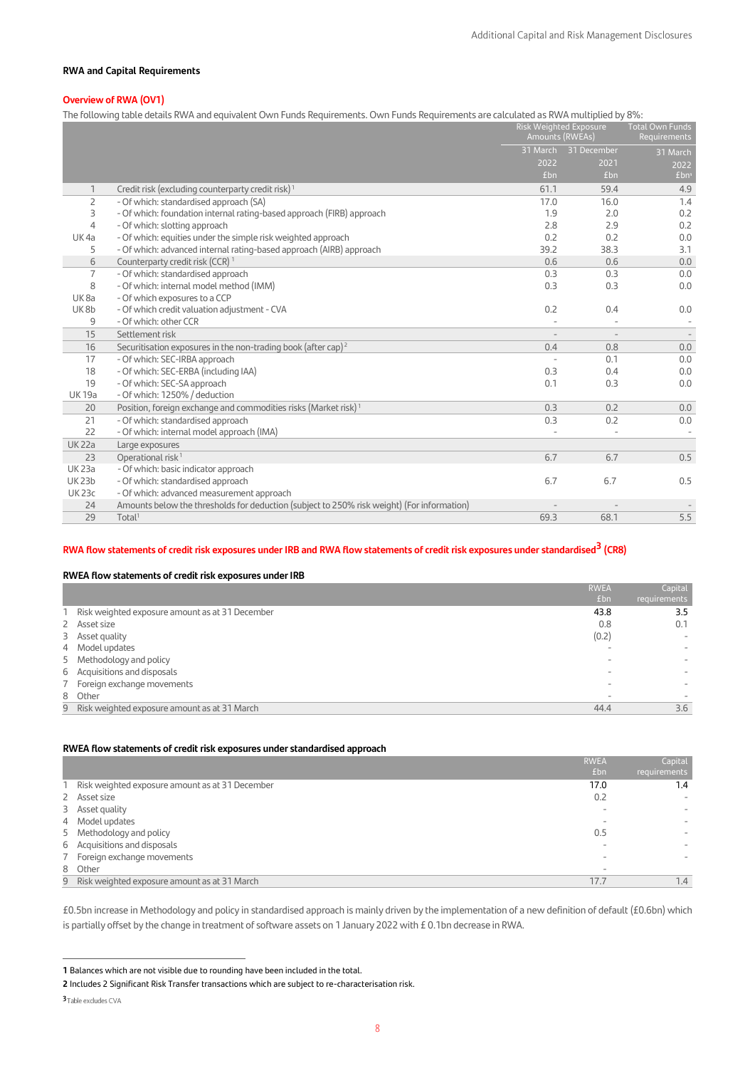## RWA and Capital Requirements

### Overview of RWA (OV1)

The following table details RWA and equivalent Own Funds Requirements. Own Funds Requirements are calculated as RWA multiplied by 8%:

| | | Risk Weighted Exposure Amounts (RWEAs) | | Total Own Funds Requirements |
|---|---|---|---|---|
| | | 31 March 2022 £bn | 31 December 2021 £bn | 31 March 2022 £bn |
| 1 | Credit risk (excluding counterparty credit risk) [1] | 61.1 | 59.4 | 4.9 |
| 2 | - Of which: standardised approach (SA) | 17.0 | 16.0 | 1.4 |
| 3 | - Of which: foundation internal rating-based approach (FIRB) approach | 1.9 | 2.0 | 0.2 |
| 4 | - Of which: slotting approach | 2.8 | 2.9 | 0.2 |
| UK 4a | - Of which: equities under the simple risk weighted approach | 0.2 | 0.2 | 0.0 |
| 5 | - Of which: advanced internal rating-based approach (AIRB) approach | 39.2 | 38.3 | 3.1 |
| 6 | Counterparty credit risk (CCR) [1] | 0.6 | 0.6 | 0.0 |
| 7 | - Of which: standardised approach | 0.3 | 0.3 | 0.0 |
| 8 | - Of which: internal model method (IMM) | 0.3 | 0.3 | 0.0 |
| UK 8a | - Of which exposures to a CCP | | | |
| UK 8b | - Of which credit valuation adjustment - CVA | 0.2 | 0.4 | 0.0 |
| 9 | - Of which: other CCR | - | - | - |
| 15 | Settlement risk | - | - | - |
| 16 | Securitisation exposures in the non-trading book (after cap) [2] | 0.4 | 0.8 | 0.0 |
| 17 | - Of which: SEC-IRBA approach | - | 0.1 | 0.0 |
| 18 | - Of which: SEC-ERBA (including IAA) | 0.3 | 0.4 | 0.0 |
| 19 | - Of which: SEC-SA approach | 0.1 | 0.3 | 0.0 |
| UK 19a | - Of which: 1250% / deduction | | | |
| 20 | Position, foreign exchange and commodities risks (Market risk) [1] | 0.3 | 0.2 | 0.0 |
| 21 | - Of which: standardised approach | 0.3 | 0.2 | 0.0 |
| 22 | - Of which: internal model approach (IMA) | - | - | - |
| UK 22a | Large exposures | | | |
| 23 | Operational risk [1] | 6.7 | 6.7 | 0.5 |
| UK 23a | - Of which: basic indicator approach | | | |
| UK 23b | - Of which: standardised approach | 6.7 | 6.7 | 0.5 |
| UK 23c | - Of which: advanced measurement approach | | | |
| 24 | Amounts below the thresholds for deduction (subject to 250% risk weight) (For information) | - | - | - |
| 29 | Total[1] | 69.3 | 68.1 | 5.5 |

### RWA flow statements of credit risk exposures under IRB and RWA flow statements of credit risk exposures under standardised[3] (CR8)

#### RWEA flow statements of credit risk exposures under IRB

| | | RWEA £bn | Capital requirements |
|---|---|---|---|
| 1 | Risk weighted exposure amount as at 31 December | 43.8 | 3.5 |
| 2 | Asset size | 0.8 | 0.1 |
| 3 | Asset quality | (0.2) | - |
| 4 | Model updates | - | - |
| 5 | Methodology and policy | - | - |
| 6 | Acquisitions and disposals | - | - |
| 7 | Foreign exchange movements | - | - |
| 8 | Other | - | - |
| 9 | Risk weighted exposure amount as at 31 March | 44.4 | 3.6 |

#### RWEA flow statements of credit risk exposures under standardised approach

| | | RWEA £bn | Capital requirements |
|---|---|---|---|
| 1 | Risk weighted exposure amount as at 31 December | 17.0 | 1.4 |
| 2 | Asset size | 0.2 | - |
| 3 | Asset quality | - | - |
| 4 | Model updates | - | - |
| 5 | Methodology and policy | 0.5 | - |
| 6 | Acquisitions and disposals | - | - |
| 7 | Foreign exchange movements | - | - |
| 8 | Other | - | |
| 9 | Risk weighted exposure amount as at 31 March | 17.7 | 1.4 |

£0.5bn increase in Methodology and policy in standardised approach is mainly driven by the implementation of a new definition of default (£0.6bn) which is partially offset by the change in treatment of software assets on 1 January 2022 with £ 0.1bn decrease in RWA.

1 Balances which are not visible due to rounding have been included in the total.

2 Includes 2 Significant Risk Transfer transactions which are subject to re-characterisation risk.

3 Table excludes CVA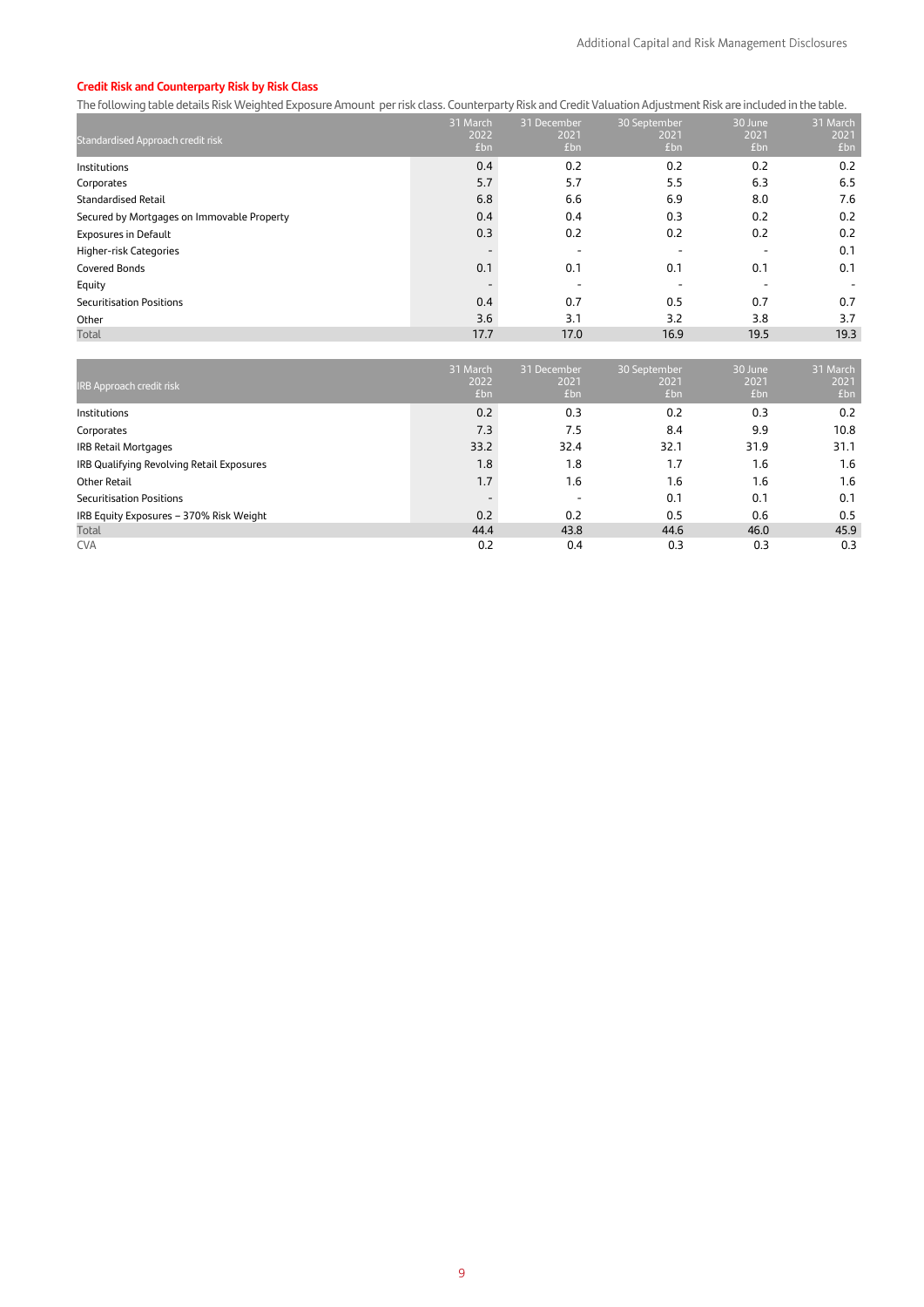### Credit Risk and Counterparty Risk by Risk Class

The following table details Risk Weighted Exposure Amount per risk class. Counterparty Risk and Credit Valuation Adjustment Risk are included in the table.

| Standardised Approach credit risk | 31 March 2022 £bn | 31 December 2021 £bn | 30 September 2021 £bn | 30 June 2021 £bn | 31 March 2021 £bn |
|---|---|---|---|---|---|
| Institutions | 0.4 | 0.2 | 0.2 | 0.2 | 0.2 |
| Corporates | 5.7 | 5.7 | 5.5 | 6.3 | 6.5 |
| Standardised Retail | 6.8 | 6.6 | 6.9 | 8.0 | 7.6 |
| Secured by Mortgages on Immovable Property | 0.4 | 0.4 | 0.3 | 0.2 | 0.2 |
| Exposures in Default | 0.3 | 0.2 | 0.2 | 0.2 | 0.2 |
| Higher-risk Categories | - | - | - | - | 0.1 |
| Covered Bonds | 0.1 | 0.1 | 0.1 | 0.1 | 0.1 |
| Equity | - | - | - | - | - |
| Securitisation Positions | 0.4 | 0.7 | 0.5 | 0.7 | 0.7 |
| Other | 3.6 | 3.1 | 3.2 | 3.8 | 3.7 |
| Total | 17.7 | 17.0 | 16.9 | 19.5 | 19.3 |

| IRB Approach credit risk | 31 March 2022 £bn | 31 December 2021 £bn | 30 September 2021 £bn | 30 June 2021 £bn | 31 March 2021 £bn |
|---|---|---|---|---|---|
| Institutions | 0.2 | 0.3 | 0.2 | 0.3 | 0.2 |
| Corporates | 7.3 | 7.5 | 8.4 | 9.9 | 10.8 |
| IRB Retail Mortgages | 33.2 | 32.4 | 32.1 | 31.9 | 31.1 |
| IRB Qualifying Revolving Retail Exposures | 1.8 | 1.8 | 1.7 | 1.6 | 1.6 |
| Other Retail | 1.7 | 1.6 | 1.6 | 1.6 | 1.6 |
| Securitisation Positions | - | - | 0.1 | 0.1 | 0.1 |
| IRB Equity Exposures – 370% Risk Weight | 0.2 | 0.2 | 0.5 | 0.6 | 0.5 |
| Total | 44.4 | 43.8 | 44.6 | 46.0 | 45.9 |
| CVA | 0.2 | 0.4 | 0.3 | 0.3 | 0.3 |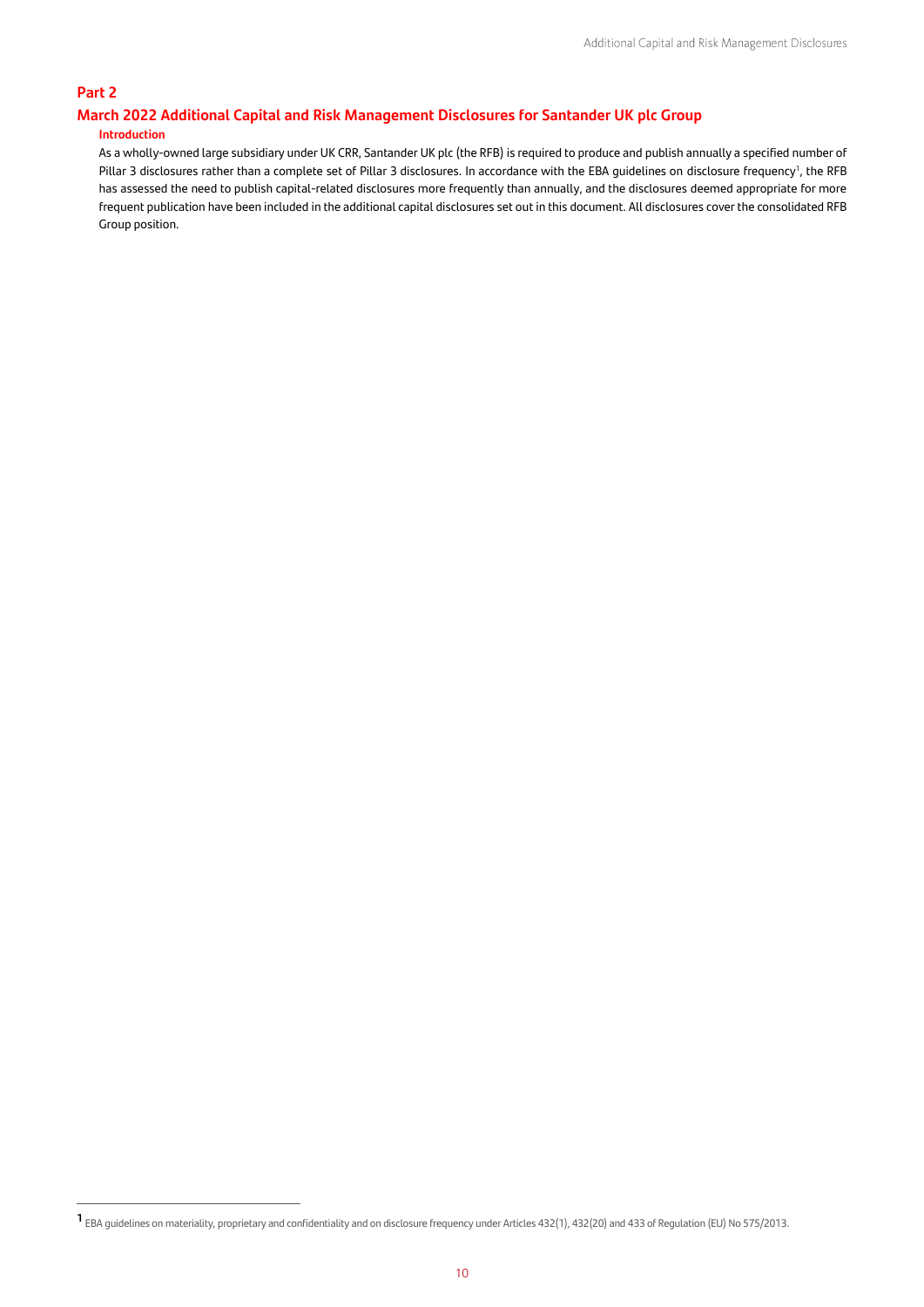# Part 2

## March 2022 Additional Capital and Risk Management Disclosures for Santander UK plc Group

### Introduction

As a wholly-owned large subsidiary under UK CRR, Santander UK plc (the RFB) is required to produce and publish annually a specified number of Pillar 3 disclosures rather than a complete set of Pillar 3 disclosures. In accordance with the EBA guidelines on disclosure frequency[1], the RFB has assessed the need to publish capital-related disclosures more frequently than annually, and the disclosures deemed appropriate for more frequent publication have been included in the additional capital disclosures set out in this document. All disclosures cover the consolidated RFB Group position.

---

[1] EBA guidelines on materiality, proprietary and confidentiality and on disclosure frequency under Articles 432(1), 432(20) and 433 of Regulation (EU) No 575/2013.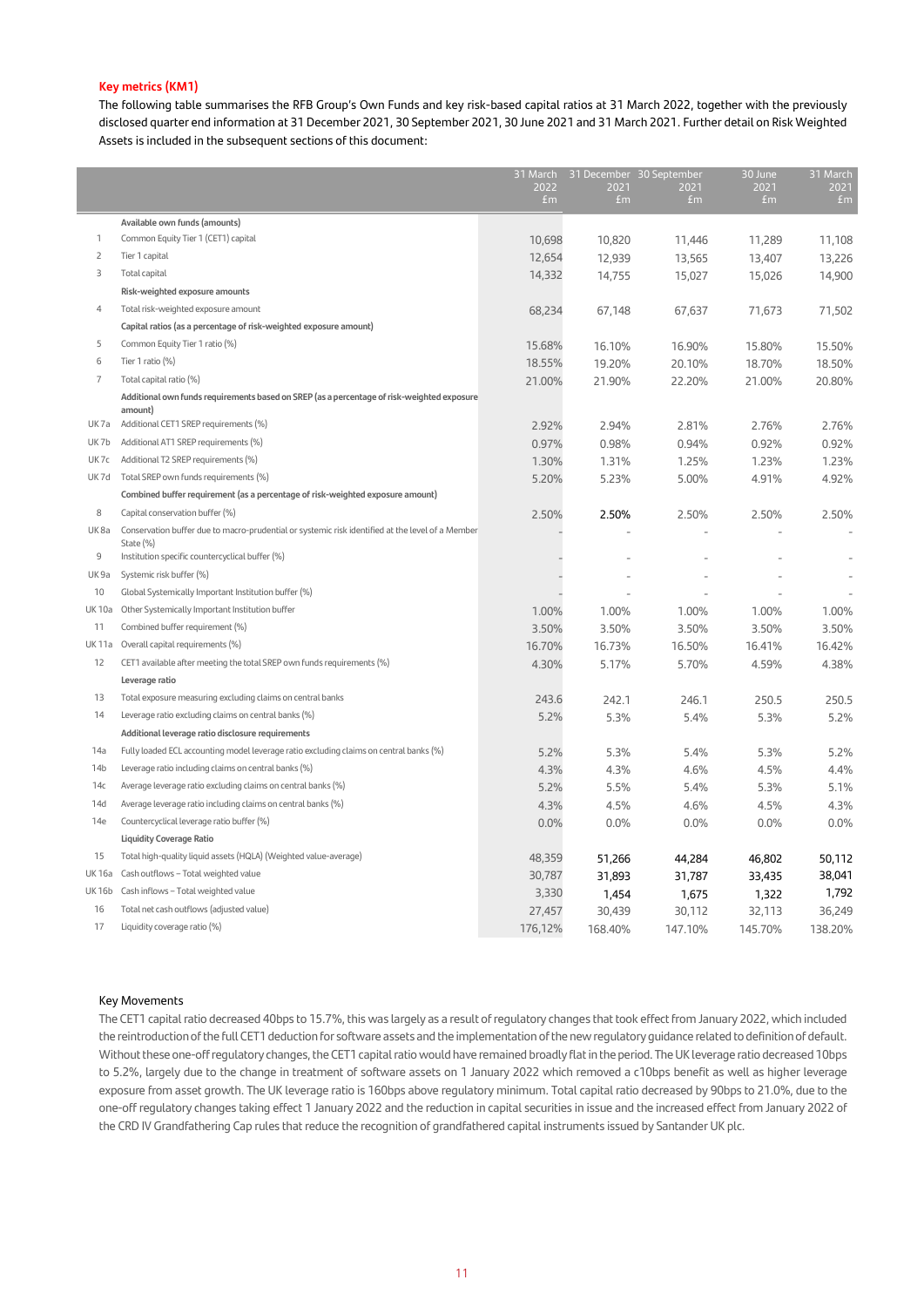## Key metrics (KM1)

The following table summarises the RFB Group's Own Funds and key risk-based capital ratios at 31 March 2022, together with the previously disclosed quarter end information at 31 December 2021, 30 September 2021, 30 June 2021 and 31 March 2021. Further detail on Risk Weighted Assets is included in the subsequent sections of this document:

| | | 31 March 2022 £m | 31 December 2021 £m | 30 September 2021 £m | 30 June 2021 £m | 31 March 2021 £m |
|---|---|---|---|---|---|---|
| | **Available own funds (amounts)** | | | | | |
| 1 | Common Equity Tier 1 (CET1) capital | 10,698 | 10,820 | 11,446 | 11,289 | 11,108 |
| 2 | Tier 1 capital | 12,654 | 12,939 | 13,565 | 13,407 | 13,226 |
| 3 | Total capital | 14,332 | 14,755 | 15,027 | 15,026 | 14,900 |
| | **Risk-weighted exposure amounts** | | | | | |
| 4 | Total risk-weighted exposure amount | 68,234 | 67,148 | 67,637 | 71,673 | 71,502 |
| | **Capital ratios (as a percentage of risk-weighted exposure amount)** | | | | | |
| 5 | Common Equity Tier 1 ratio (%) | 15.68% | 16.10% | 16.90% | 15.80% | 15.50% |
| 6 | Tier 1 ratio (%) | 18.55% | 19.20% | 20.10% | 18.70% | 18.50% |
| 7 | Total capital ratio (%) | 21.00% | 21.90% | 22.20% | 21.00% | 20.80% |
| | **Additional own funds requirements based on SREP (as a percentage of risk-weighted exposure amount)** | | | | | |
| UK 7a | Additional CET1 SREP requirements (%) | 2.92% | 2.94% | 2.81% | 2.76% | 2.76% |
| UK 7b | Additional AT1 SREP requirements (%) | 0.97% | 0.98% | 0.94% | 0.92% | 0.92% |
| UK 7c | Additional T2 SREP requirements (%) | 1.30% | 1.31% | 1.25% | 1.23% | 1.23% |
| UK 7d | Total SREP own funds requirements (%) | 5.20% | 5.23% | 5.00% | 4.91% | 4.92% |
| | **Combined buffer requirement (as a percentage of risk-weighted exposure amount)** | | | | | |
| 8 | Capital conservation buffer (%) | 2.50% | 2.50% | 2.50% | 2.50% | 2.50% |
| UK 8a | Conservation buffer due to macro-prudential or systemic risk identified at the level of a Member State (%) | - | - | - | - | - |
| 9 | Institution specific countercyclical buffer (%) | - | - | - | - | - |
| UK 9a | Systemic risk buffer (%) | - | - | - | - | - |
| 10 | Global Systemically Important Institution buffer (%) | - | - | - | - | - |
| UK 10a | Other Systemically Important Institution buffer | 1.00% | 1.00% | 1.00% | 1.00% | 1.00% |
| 11 | Combined buffer requirement (%) | 3.50% | 3.50% | 3.50% | 3.50% | 3.50% |
| UK 11a | Overall capital requirements (%) | 16.70% | 16.73% | 16.50% | 16.41% | 16.42% |
| 12 | CET1 available after meeting the total SREP own funds requirements (%) | 4.30% | 5.17% | 5.70% | 4.59% | 4.38% |
| | **Leverage ratio** | | | | | |
| 13 | Total exposure measuring excluding claims on central banks | 243.6 | 242.1 | 246.1 | 250.5 | 250.5 |
| 14 | Leverage ratio excluding claims on central banks (%) | 5.2% | 5.3% | 5.4% | 5.3% | 5.2% |
| | **Additional leverage ratio disclosure requirements** | | | | | |
| 14a | Fully loaded ECL accounting model leverage ratio excluding claims on central banks (%) | 5.2% | 5.3% | 5.4% | 5.3% | 5.2% |
| 14b | Leverage ratio including claims on central banks (%) | 4.3% | 4.3% | 4.6% | 4.5% | 4.4% |
| 14c | Average leverage ratio excluding claims on central banks (%) | 5.2% | 5.5% | 5.4% | 5.3% | 5.1% |
| 14d | Average leverage ratio including claims on central banks (%) | 4.3% | 4.5% | 4.6% | 4.5% | 4.3% |
| 14e | Countercyclical leverage ratio buffer (%) | 0.0% | 0.0% | 0.0% | 0.0% | 0.0% |
| | **Liquidity Coverage Ratio** | | | | | |
| 15 | Total high-quality liquid assets (HQLA) (Weighted value-average) | 48,359 | 51,266 | 44,284 | 46,802 | 50,112 |
| UK 16a | Cash outflows – Total weighted value | 30,787 | 31,893 | 31,787 | 33,435 | 38,041 |
| UK 16b | Cash inflows – Total weighted value | 3,330 | 1,454 | 1,675 | 1,322 | 1,792 |
| 16 | Total net cash outflows (adjusted value) | 27,457 | 30,439 | 30,112 | 32,113 | 36,249 |
| 17 | Liquidity coverage ratio (%) | 176,12% | 168.40% | 147.10% | 145.70% | 138.20% |

### Key Movements

The CET1 capital ratio decreased 40bps to 15.7%, this was largely as a result of regulatory changes that took effect from January 2022, which included the reintroduction of the full CET1 deduction for software assets and the implementation of the new regulatory guidance related to definition of default. Without these one-off regulatory changes, the CET1 capital ratio would have remained broadly flat in the period. The UK leverage ratio decreased 10bps to 5.2%, largely due to the change in treatment of software assets on 1 January 2022 which removed a c10bps benefit as well as higher leverage exposure from asset growth. The UK leverage ratio is 160bps above regulatory minimum. Total capital ratio decreased by 90bps to 21.0%, due to the one-off regulatory changes taking effect 1 January 2022 and the reduction in capital securities in issue and the increased effect from January 2022 of the CRD IV Grandfathering Cap rules that reduce the recognition of grandfathered capital instruments issued by Santander UK plc.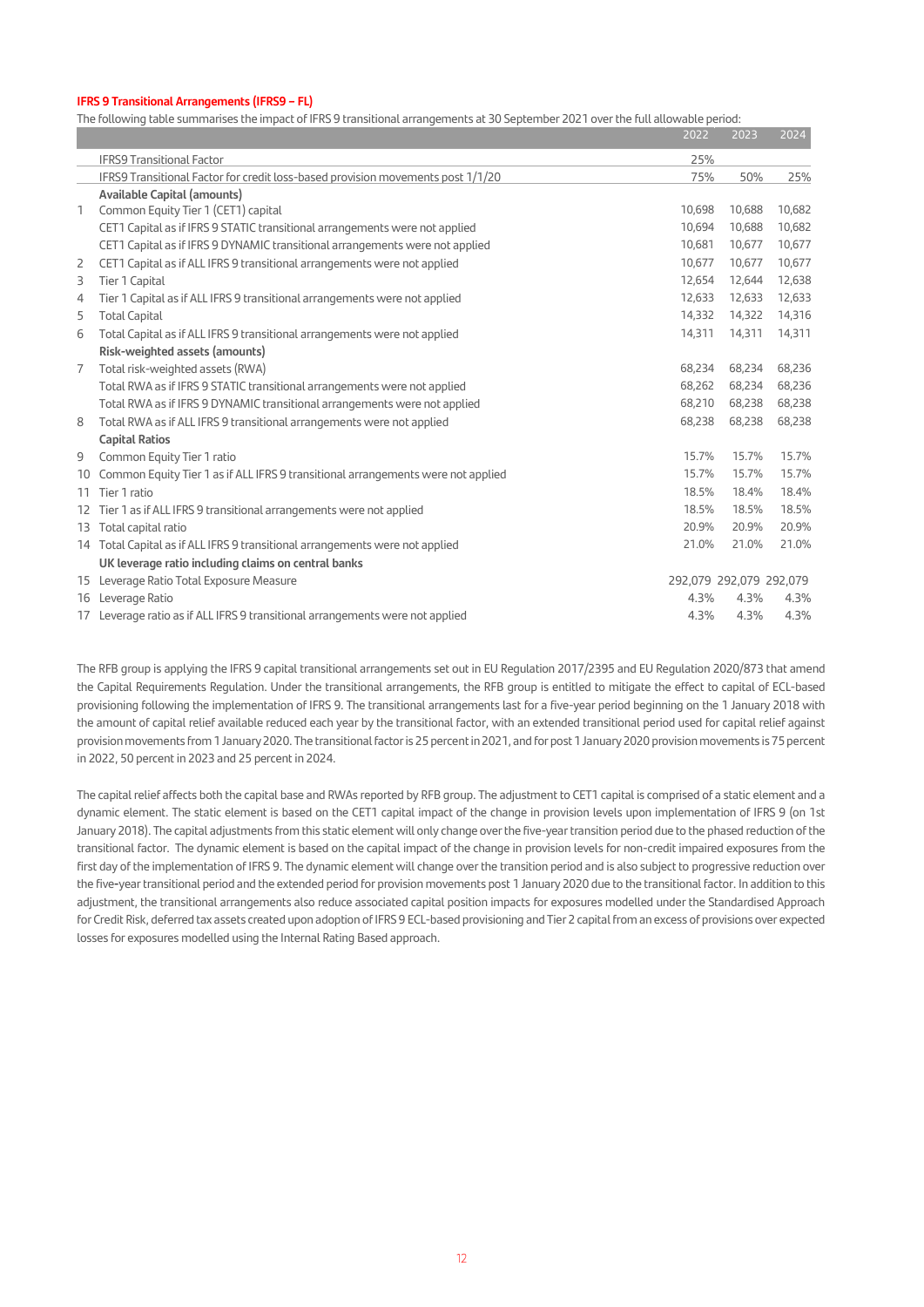**IFRS 9 Transitional Arrangements (IFRS9 – FL)**

The following table summarises the impact of IFRS 9 transitional arrangements at 30 September 2021 over the full allowable period:

| | | 2022 | 2023 | 2024 |
|---|---|---|---|---|
| | IFRS9 Transitional Factor | 25% | | |
| | IFRS9 Transitional Factor for credit loss-based provision movements post 1/1/20 | 75% | 50% | 25% |
| | **Available Capital (amounts)** | | | |
| 1 | Common Equity Tier 1 (CET1) capital | 10,698 | 10,688 | 10,682 |
| | CET1 Capital as if IFRS 9 STATIC transitional arrangements were not applied | 10,694 | 10,688 | 10,682 |
| | CET1 Capital as if IFRS 9 DYNAMIC transitional arrangements were not applied | 10,681 | 10,677 | 10,677 |
| 2 | CET1 Capital as if ALL IFRS 9 transitional arrangements were not applied | 10,677 | 10,677 | 10,677 |
| 3 | Tier 1 Capital | 12,654 | 12,644 | 12,638 |
| 4 | Tier 1 Capital as if ALL IFRS 9 transitional arrangements were not applied | 12,633 | 12,633 | 12,633 |
| 5 | Total Capital | 14,332 | 14,322 | 14,316 |
| 6 | Total Capital as if ALL IFRS 9 transitional arrangements were not applied | 14,311 | 14,311 | 14,311 |
| | **Risk-weighted assets (amounts)** | | | |
| 7 | Total risk-weighted assets (RWA) | 68,234 | 68,234 | 68,236 |
| | Total RWA as if IFRS 9 STATIC transitional arrangements were not applied | 68,262 | 68,234 | 68,236 |
| | Total RWA as if IFRS 9 DYNAMIC transitional arrangements were not applied | 68,210 | 68,238 | 68,238 |
| 8 | Total RWA as if ALL IFRS 9 transitional arrangements were not applied | 68,238 | 68,238 | 68,238 |
| | **Capital Ratios** | | | |
| 9 | Common Equity Tier 1 ratio | 15.7% | 15.7% | 15.7% |
| 10 | Common Equity Tier 1 as if ALL IFRS 9 transitional arrangements were not applied | 15.7% | 15.7% | 15.7% |
| 11 | Tier 1 ratio | 18.5% | 18.4% | 18.4% |
| 12 | Tier 1 as if ALL IFRS 9 transitional arrangements were not applied | 18.5% | 18.5% | 18.5% |
| 13 | Total capital ratio | 20.9% | 20.9% | 20.9% |
| 14 | Total Capital as if ALL IFRS 9 transitional arrangements were not applied | 21.0% | 21.0% | 21.0% |
| | **UK leverage ratio including claims on central banks** | | | |
| 15 | Leverage Ratio Total Exposure Measure | 292,079 | 292,079 | 292,079 |
| 16 | Leverage Ratio | 4.3% | 4.3% | 4.3% |
| 17 | Leverage ratio as if ALL IFRS 9 transitional arrangements were not applied | 4.3% | 4.3% | 4.3% |

The RFB group is applying the IFRS 9 capital transitional arrangements set out in EU Regulation 2017/2395 and EU Regulation 2020/873 that amend the Capital Requirements Regulation. Under the transitional arrangements, the RFB group is entitled to mitigate the effect to capital of ECL-based provisioning following the implementation of IFRS 9. The transitional arrangements last for a five-year period beginning on the 1 January 2018 with the amount of capital relief available reduced each year by the transitional factor, with an extended transitional period used for capital relief against provision movements from 1 January 2020. The transitional factor is 25 percent in 2021, and for post 1 January 2020 provision movements is 75 percent in 2022, 50 percent in 2023 and 25 percent in 2024.

The capital relief affects both the capital base and RWAs reported by RFB group. The adjustment to CET1 capital is comprised of a static element and a dynamic element. The static element is based on the CET1 capital impact of the change in provision levels upon implementation of IFRS 9 (on 1st January 2018). The capital adjustments from this static element will only change over the five-year transition period due to the phased reduction of the transitional factor. The dynamic element is based on the capital impact of the change in provision levels for non-credit impaired exposures from the first day of the implementation of IFRS 9. The dynamic element will change over the transition period and is also subject to progressive reduction over the five-year transitional period and the extended period for provision movements post 1 January 2020 due to the transitional factor. In addition to this adjustment, the transitional arrangements also reduce associated capital position impacts for exposures modelled under the Standardised Approach for Credit Risk, deferred tax assets created upon adoption of IFRS 9 ECL-based provisioning and Tier 2 capital from an excess of provisions over expected losses for exposures modelled using the Internal Rating Based approach.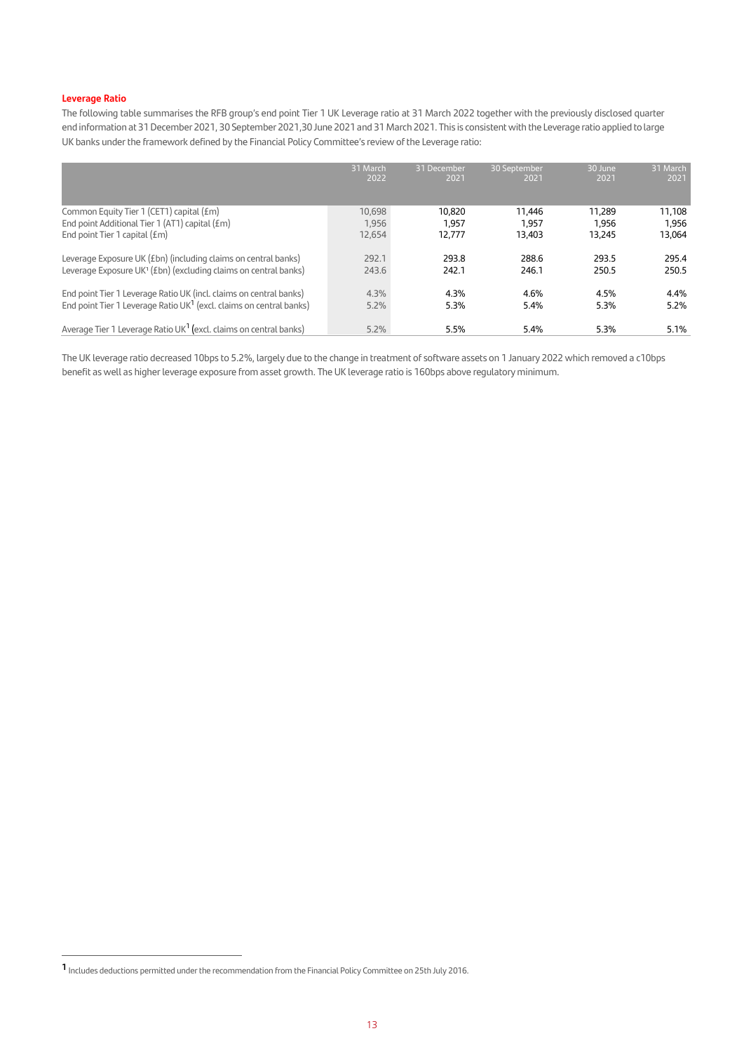**Leverage Ratio**

The following table summarises the RFB group's end point Tier 1 UK Leverage ratio at 31 March 2022 together with the previously disclosed quarter end information at 31 December 2021, 30 September 2021,30 June 2021 and 31 March 2021. This is consistent with the Leverage ratio applied to large UK banks under the framework defined by the Financial Policy Committee's review of the Leverage ratio:

| | 31 March 2022 | 31 December 2021 | 30 September 2021 | 30 June 2021 | 31 March 2021 |
|---|---|---|---|---|---|
| Common Equity Tier 1 (CET1) capital (£m) | 10,698 | 10,820 | 11,446 | 11,289 | 11,108 |
| End point Additional Tier 1 (AT1) capital (£m) | 1,956 | 1,957 | 1,957 | 1,956 | 1,956 |
| End point Tier 1 capital (£m) | 12,654 | 12,777 | 13,403 | 13,245 | 13,064 |
| Leverage Exposure UK (£bn) (including claims on central banks) | 292.1 | 293.8 | 288.6 | 293.5 | 295.4 |
| Leverage Exposure UK[1] (£bn) (excluding claims on central banks) | 243.6 | 242.1 | 246.1 | 250.5 | 250.5 |
| End point Tier 1 Leverage Ratio UK (incl. claims on central banks) | 4.3% | 4.3% | 4.6% | 4.5% | 4.4% |
| End point Tier 1 Leverage Ratio UK[1] (excl. claims on central banks) | 5.2% | 5.3% | 5.4% | 5.3% | 5.2% |
| Average Tier 1 Leverage Ratio UK[1] (excl. claims on central banks) | 5.2% | 5.5% | 5.4% | 5.3% | 5.1% |

The UK leverage ratio decreased 10bps to 5.2%, largely due to the change in treatment of software assets on 1 January 2022 which removed a c10bps benefit as well as higher leverage exposure from asset growth. The UK leverage ratio is 160bps above regulatory minimum.

---

[1] Includes deductions permitted under the recommendation from the Financial Policy Committee on 25th July 2016.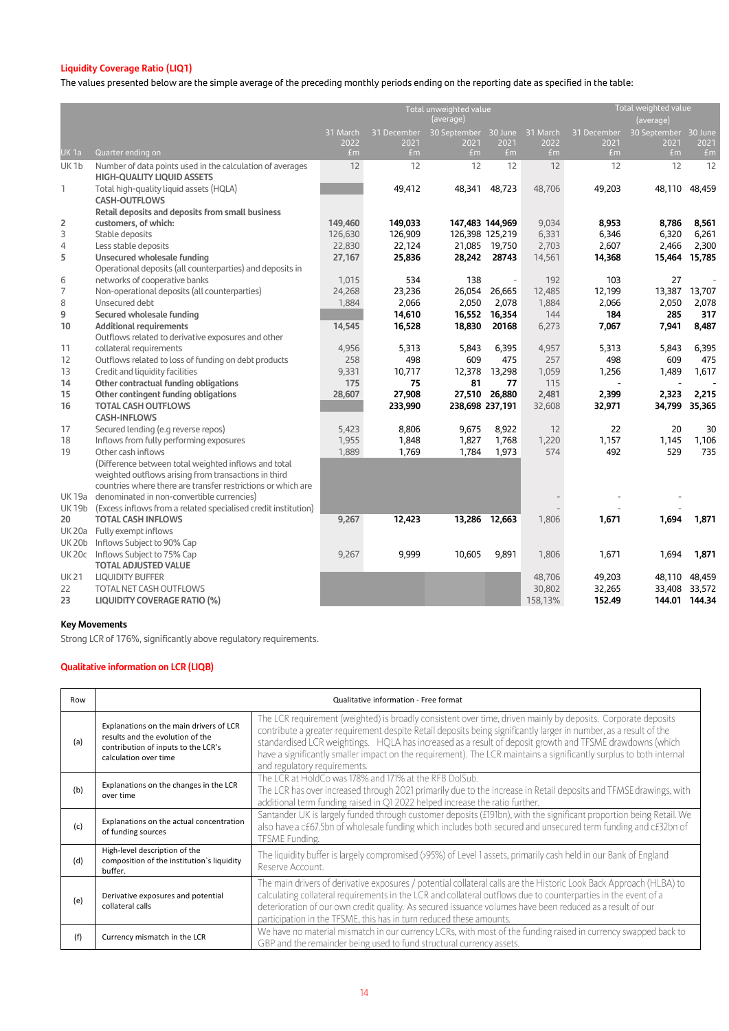### Liquidity Coverage Ratio (LIQ1)

The values presented below are the simple average of the preceding monthly periods ending on the reporting date as specified in the table:

| | | Total unweighted value (average) | | | | Total weighted value (average) | | | |
|---|---|---|---|---|---|---|---|---|---|
| UK 1a | Quarter ending on | 31 March 2022 £m | 31 December 2021 £m | 30 September 2021 £m | 30 June 2021 £m | 31 March 2022 £m | 31 December 2021 £m | 30 September 2021 £m | 30 June 2021 £m |
| UK 1b | Number of data points used in the calculation of averages | 12 | 12 | 12 | 12 | 12 | 12 | 12 | 12 |
| | **HIGH-QUALITY LIQUID ASSETS** | | | | | | | | |
| 1 | Total high-quality liquid assets (HQLA) | | 49,412 | 48,341 | 48,723 | 48,706 | 49,203 | 48,110 | 48,459 |
| | **CASH-OUTFLOWS** | | | | | | | | |
| 2 | **Retail deposits and deposits from small business customers, of which:** | **149,460** | **149,033** | **147,483** | **144,969** | 9,034 | **8,953** | **8,786** | **8,561** |
| 3 | Stable deposits | 126,630 | 126,909 | 126,398 | 125,219 | 6,331 | 6,346 | 6,320 | 6,261 |
| 4 | Less stable deposits | 22,830 | 22,124 | 21,085 | 19,750 | 2,703 | 2,607 | 2,466 | 2,300 |
| 5 | **Unsecured wholesale funding** | **27,167** | **25,836** | **28,242** | **28743** | 14,561 | **14,368** | **15,464** | **15,785** |
| 6 | Operational deposits (all counterparties) and deposits in networks of cooperative banks | 1,015 | 534 | 138 | - | 192 | 103 | 27 | - |
| 7 | Non-operational deposits (all counterparties) | 24,268 | 23,236 | 26,054 | 26,665 | 12,485 | 12,199 | 13,387 | 13,707 |
| 8 | Unsecured debt | 1,884 | 2,066 | 2,050 | 2,078 | 1,884 | 2,066 | 2,050 | 2,078 |
| 9 | **Secured wholesale funding** | | **14,610** | **16,552** | **16,354** | 144 | **184** | **285** | **317** |
| 10 | **Additional requirements** | **14,545** | **16,528** | **18,830** | **20168** | 6,273 | **7,067** | **7,941** | **8,487** |
| 11 | Outflows related to derivative exposures and other collateral requirements | 4,956 | 5,313 | 5,843 | 6,395 | 4,957 | 5,313 | 5,843 | 6,395 |
| 12 | Outflows related to loss of funding on debt products | 258 | 498 | 609 | 475 | 257 | 498 | 609 | 475 |
| 13 | Credit and liquidity facilities | 9,331 | 10,717 | 12,378 | 13,298 | 1,059 | 1,256 | 1,489 | 1,617 |
| 14 | **Other contractual funding obligations** | **175** | **75** | **81** | **77** | 115 | **-** | **-** | **-** |
| 15 | **Other contingent funding obligations** | **28,607** | **27,908** | **27,510** | **26,880** | 2,481 | **2,399** | **2,323** | **2,215** |
| 16 | **TOTAL CASH OUTFLOWS** | | **233,990** | **238,698** | **237,191** | 32,608 | **32,971** | **34,799** | **35,365** |
| | **CASH-INFLOWS** | | | | | | | | |
| 17 | Secured lending (e.g reverse repos) | 5,423 | 8,806 | 9,675 | 8,922 | 12 | 22 | 20 | 30 |
| 18 | Inflows from fully performing exposures | 1,955 | 1,848 | 1,827 | 1,768 | 1,220 | 1,157 | 1,145 | 1,106 |
| 19 | Other cash inflows | 1,889 | 1,769 | 1,784 | 1,973 | 574 | 492 | 529 | 735 |
| UK 19a | (Difference between total weighted inflows and total weighted outflows arising from transactions in third countries where there are transfer restrictions or which are denominated in non-convertible currencies) | | | | | - | - | - | |
| UK 19b | (Excess inflows from a related specialised credit institution) | | | | | - | | - | |
| 20 | **TOTAL CASH INFLOWS** | **9,267** | **12,423** | **13,286** | **12,663** | 1,806 | **1,671** | **1,694** | **1,871** |
| UK 20a | Fully exempt inflows | | | | | | | | |
| UK 20b | Inflows Subject to 90% Cap | | | | | | | | |
| UK 20c | Inflows Subject to 75% Cap | 9,267 | 9,999 | 10,605 | 9,891 | 1,806 | 1,671 | 1,694 | **1,871** |
| | **TOTAL ADJUSTED VALUE** | | | | | | | | |
| UK 21 | LIQUIDITY BUFFER | | | | | 48,706 | 49,203 | 48,110 | 48,459 |
| 22 | TOTAL NET CASH OUTFLOWS | | | | | 30,802 | 32,265 | 33,408 | 33,572 |
| 23 | **LIQUIDITY COVERAGE RATIO (%)** | | | | | 158,13% | **152.49** | **144.01** | **144.34** |

**Key Movements**

Strong LCR of 176%, significantly above regulatory requirements.

### Qualitative information on LCR (LIQB)

| Row | | Qualitative information - Free format |
|---|---|---|
| (a) | Explanations on the main drivers of LCR results and the evolution of the contribution of inputs to the LCR's calculation over time | The LCR requirement (weighted) is broadly consistent over time, driven mainly by deposits. Corporate deposits contribute a greater requirement despite Retail deposits being significantly larger in number, as a result of the standardised LCR weightings. HQLA has increased as a result of deposit growth and TFSME drawdowns (which have a significantly smaller impact on the requirement). The LCR maintains a significantly surplus to both internal and regulatory requirements. |
| (b) | Explanations on the changes in the LCR over time | The LCR at HoldCo was 178% and 171% at the RFB DoLSub. The LCR has over increased through 2021 primarily due to the increase in Retail deposits and TFMSE drawings, with additional term funding raised in Q1 2022 helped increase the ratio further. |
| (c) | Explanations on the actual concentration of funding sources | Santander UK is largely funded through customer deposits (£191bn), with the significant proportion being Retail. We also have a c£67.5bn of wholesale funding which includes both secured and unsecured term funding and c£32bn of TFSME Funding. |
| (d) | High-level description of the composition of the institution`s liquidity buffer. | The liquidity buffer is largely compromised (>95%) of Level 1 assets, primarily cash held in our Bank of England Reserve Account. |
| (e) | Derivative exposures and potential collateral calls | The main drivers of derivative exposures / potential collateral calls are the Historic Look Back Approach (HLBA) to calculating collateral requirements in the LCR and collateral outflows due to counterparties in the event of a deterioration of our own credit quality. As secured issuance volumes have been reduced as a result of our participation in the TFSME, this has in turn reduced these amounts. |
| (f) | Currency mismatch in the LCR | We have no material mismatch in our currency LCRs, with most of the funding raised in currency swapped back to GBP and the remainder being used to fund structural currency assets. |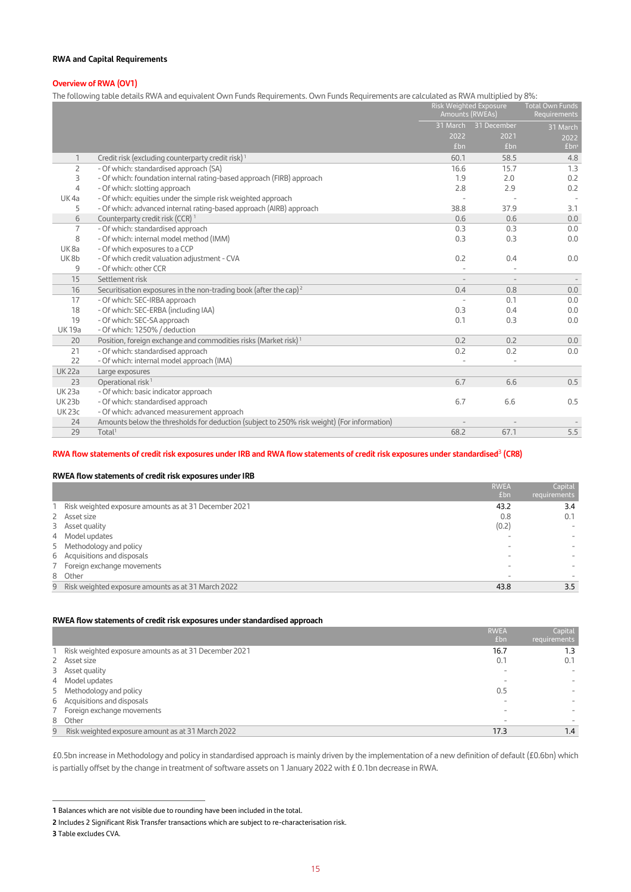**RWA and Capital Requirements**

**Overview of RWA (OV1)**

The following table details RWA and equivalent Own Funds Requirements. Own Funds Requirements are calculated as RWA multiplied by 8%:

| | | Risk Weighted Exposure Amounts (RWEAs) | | Total Own Funds Requirements |
|---|---|---|---|---|
| | | 31 March 2022 £bn | 31 December 2021 £bn | 31 March 2022 £bn[1] |
| 1 | Credit risk (excluding counterparty credit risk)[1] | 60.1 | 58.5 | 4.8 |
| 2 | - Of which: standardised approach (SA) | 16.6 | 15.7 | 1.3 |
| 3 | - Of which: foundation internal rating-based approach (FIRB) approach | 1.9 | 2.0 | 0.2 |
| 4 | - Of which: slotting approach | 2.8 | 2.9 | 0.2 |
| UK 4a | - Of which: equities under the simple risk weighted approach | - | - | - |
| 5 | - Of which: advanced internal rating-based approach (AIRB) approach | 38.8 | 37.9 | 3.1 |
| 6 | Counterparty credit risk (CCR)[1] | 0.6 | 0.6 | 0.0 |
| 7 | - Of which: standardised approach | 0.3 | 0.3 | 0.0 |
| 8 | - Of which: internal model method (IMM) | 0.3 | 0.3 | 0.0 |
| UK 8a | - Of which exposures to a CCP | | | |
| UK 8b | - Of which credit valuation adjustment - CVA | 0.2 | 0.4 | 0.0 |
| 9 | - Of which: other CCR | - | - | |
| 15 | Settlement risk | - | - | - |
| 16 | Securitisation exposures in the non-trading book (after the cap)[2] | 0.4 | 0.8 | 0.0 |
| 17 | - Of which: SEC-IRBA approach | - | 0.1 | 0.0 |
| 18 | - Of which: SEC-ERBA (including IAA) | 0.3 | 0.4 | 0.0 |
| 19 | - Of which: SEC-SA approach | 0.1 | 0.3 | 0.0 |
| UK 19a | - Of which: 1250% / deduction | | | |
| 20 | Position, foreign exchange and commodities risks (Market risk)[1] | 0.2 | 0.2 | 0.0 |
| 21 | - Of which: standardised approach | 0.2 | 0.2 | 0.0 |
| 22 | - Of which: internal model approach (IMA) | - | - | |
| UK 22a | Large exposures | | | |
| 23 | Operational risk[1] | 6.7 | 6.6 | 0.5 |
| UK 23a | - Of which: basic indicator approach | | | |
| UK 23b | - Of which: standardised approach | 6.7 | 6.6 | 0.5 |
| UK 23c | - Of which: advanced measurement approach | | | |
| 24 | Amounts below the thresholds for deduction (subject to 250% risk weight) (For information) | - | - | - |
| 29 | Total[1] | 68.2 | 67.1 | 5.5 |

**RWA flow statements of credit risk exposures under IRB and RWA flow statements of credit risk exposures under standardised[3] (CR8)**

**RWEA flow statements of credit risk exposures under IRB**

| | | RWEA £bn | Capital requirements |
|---|---|---|---|
| 1 | Risk weighted exposure amounts as at 31 December 2021 | 43.2 | 3.4 |
| 2 | Asset size | 0.8 | 0.1 |
| 3 | Asset quality | (0.2) | - |
| 4 | Model updates | - | - |
| 5 | Methodology and policy | - | - |
| 6 | Acquisitions and disposals | - | - |
| 7 | Foreign exchange movements | - | - |
| 8 | Other | - | - |
| 9 | Risk weighted exposure amounts as at 31 March 2022 | 43.8 | 3.5 |

**RWEA flow statements of credit risk exposures under standardised approach**

| | | RWEA £bn | Capital requirements |
|---|---|---|---|
| 1 | Risk weighted exposure amounts as at 31 December 2021 | 16.7 | 1.3 |
| 2 | Asset size | 0.1 | 0.1 |
| 3 | Asset quality | - | - |
| 4 | Model updates | - | - |
| 5 | Methodology and policy | 0.5 | - |
| 6 | Acquisitions and disposals | - | - |
| 7 | Foreign exchange movements | - | - |
| 8 | Other | - | - |
| 9 | Risk weighted exposure amount as at 31 March 2022 | 17.3 | 1.4 |

£0.5bn increase in Methodology and policy in standardised approach is mainly driven by the implementation of a new definition of default (£0.6bn) which is partially offset by the change in treatment of software assets on 1 January 2022 with £ 0.1bn decrease in RWA.

1 Balances which are not visible due to rounding have been included in the total.

2 Includes 2 Significant Risk Transfer transactions which are subject to re-characterisation risk.

3 Table excludes CVA.